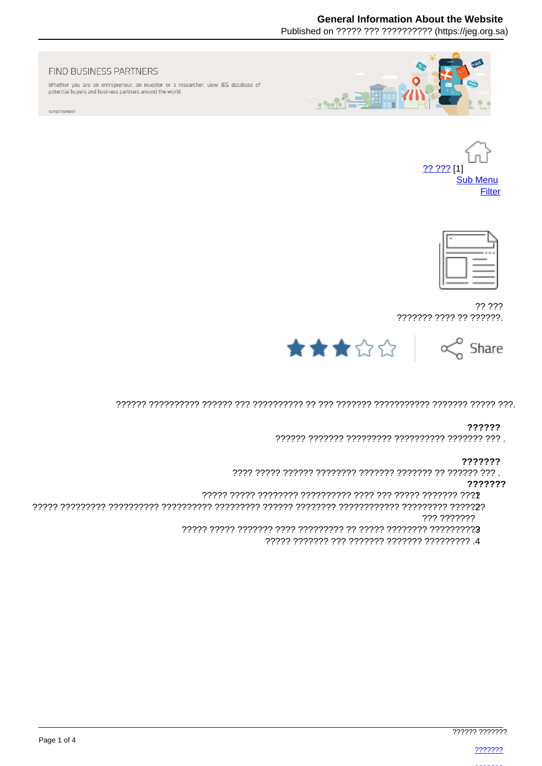FIND BUSINESS PARTNERS

Whether you are an entrepreneur, an investor or a researcher, view JEG database of potential buyers and business partners around the world.

ADVERTISMENT

?? ??? [1]
Sub Menu
Filter

?? ???
??????? ???? ?? ??????.

Share

?????? ?????????? ?????? ??? ?????????? ?? ??? ??????? ??????????? ??????? ????? ???.

**??????**

?????? ??????? ????????? ?????????? ??????? ??? .

**???????**

???? ????? ?????? ???????? ??????? ??????? ?? ?????? ??? .

**???????**

1. ????? ????? ???????? ?????????? ???? ??? ????? ??????? ????
2. ????? ????????? ?????????? ?????????? ????????? ?????? ???????? ???????????? ????????? ?????? ??? ???????
3. ????? ????? ??????? ???? ????????? ?? ????? ???????? ??????????
4. ????? ??????? ??? ??????? ??????? ?????????

?????? ???????

???????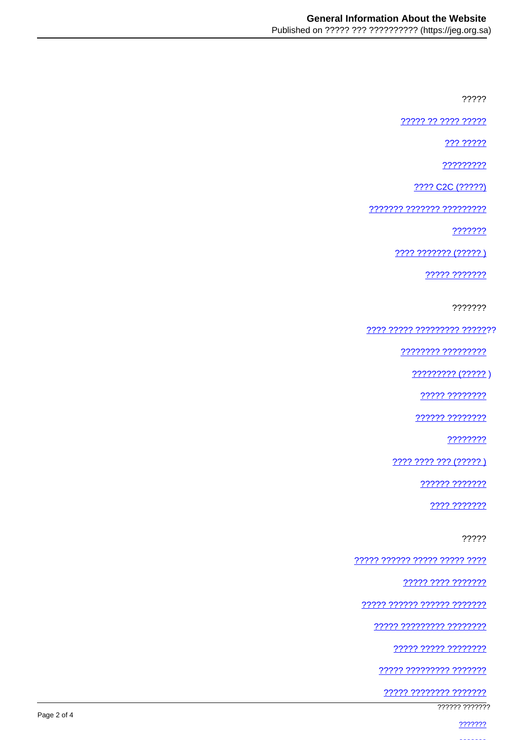?????

[????? ?? ???? ?????]

[??? ?????]

[?????????]

[???? C2C (?????)]

[??????? ??????? ?????????]

[???????]

[???? ??????? (????? )]

[????? ???????]

???????

[???? ????? ????????? ???????]?

[???????? ?????????]

[????????? (????? ]) 

[????? ????????]

[?????? ????????]

[????????]

[???? ???? ??? (????? )]

[?????? ???????]

[???? ???????]

?????

[????? ?????? ????? ????? ????]

[????? ???? ???????]

[????? ?????? ?????? ???????]

[????? ????????? ????????]

[????? ????? ????????]

[????? ????????? ???????]

[????? ???????? ???????]

?????? ???????

[???????]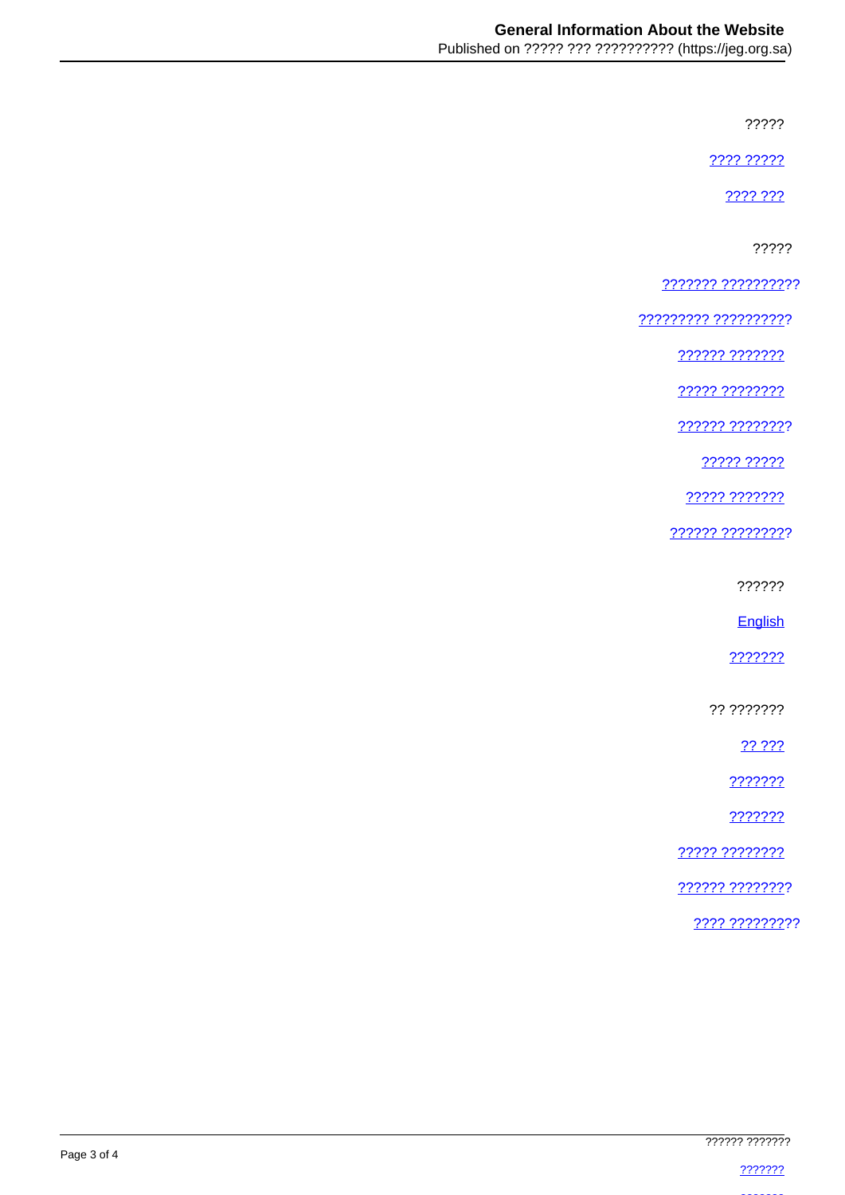?????

[???? ?????]

[???? ???]

?????

[??????? ??????????]

[????????? ??????????]

[?????? ???????]

[????? ????????]

[?????? ????????]

[????? ?????]

[????? ???????]

[?????? ?????????]

??????

[English]

[???????]

?? ???????

[?? ???]

[???????]

[???????]

[????? ????????]

[?????? ????????]

[???? ?????????]

?????? ???????

[???????]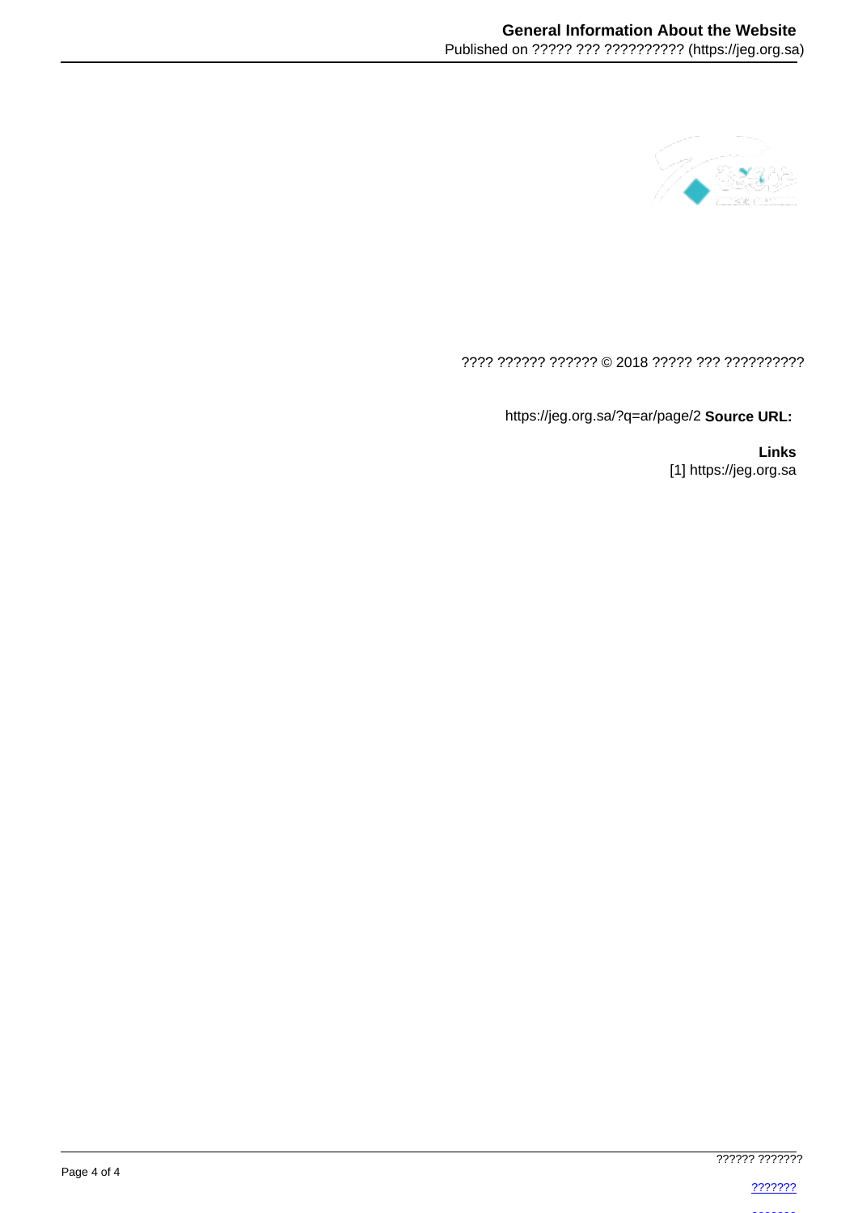???? ?????? ?????? © 2018 ????? ??? ??????????

https://jeg.org.sa/?q=ar/page/2 **Source URL:**

**Links**
[1] https://jeg.org.sa